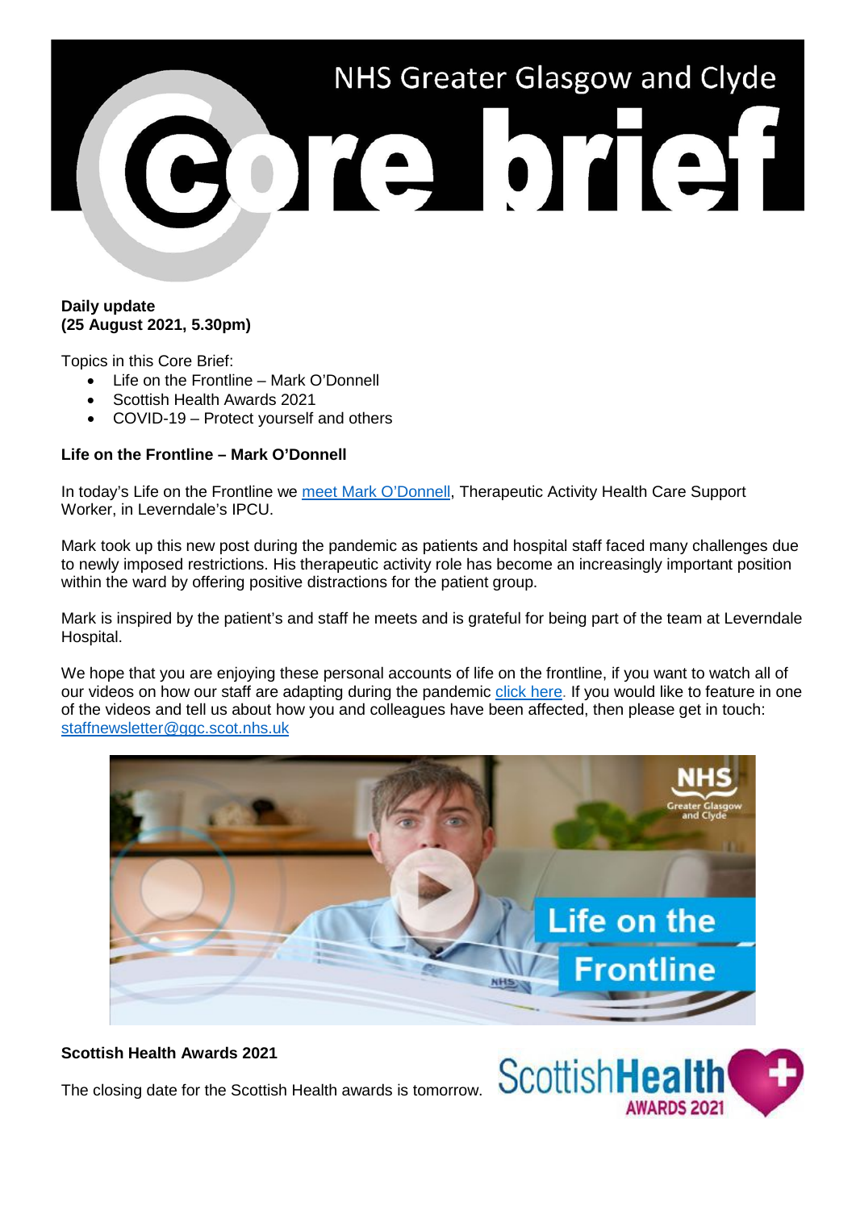# NHS Greater Glasgow and Clyde Core brief

**Daily update**
**(25 August 2021, 5.30pm)**

Topics in this Core Brief:

- Life on the Frontline – Mark O'Donnell
- Scottish Health Awards 2021
- COVID-19 – Protect yourself and others

**Life on the Frontline – Mark O'Donnell**

In today's Life on the Frontline we meet Mark O'Donnell, Therapeutic Activity Health Care Support Worker, in Leverndale's IPCU.

Mark took up this new post during the pandemic as patients and hospital staff faced many challenges due to newly imposed restrictions. His therapeutic activity role has become an increasingly important position within the ward by offering positive distractions for the patient group.

Mark is inspired by the patient's and staff he meets and is grateful for being part of the team at Leverndale Hospital.

We hope that you are enjoying these personal accounts of life on the frontline, if you want to watch all of our videos on how our staff are adapting during the pandemic click here. If you would like to feature in one of the videos and tell us about how you and colleagues have been affected, then please get in touch: staffnewsletter@ggc.scot.nhs.uk

**Scottish Health Awards 2021**

The closing date for the Scottish Health awards is tomorrow.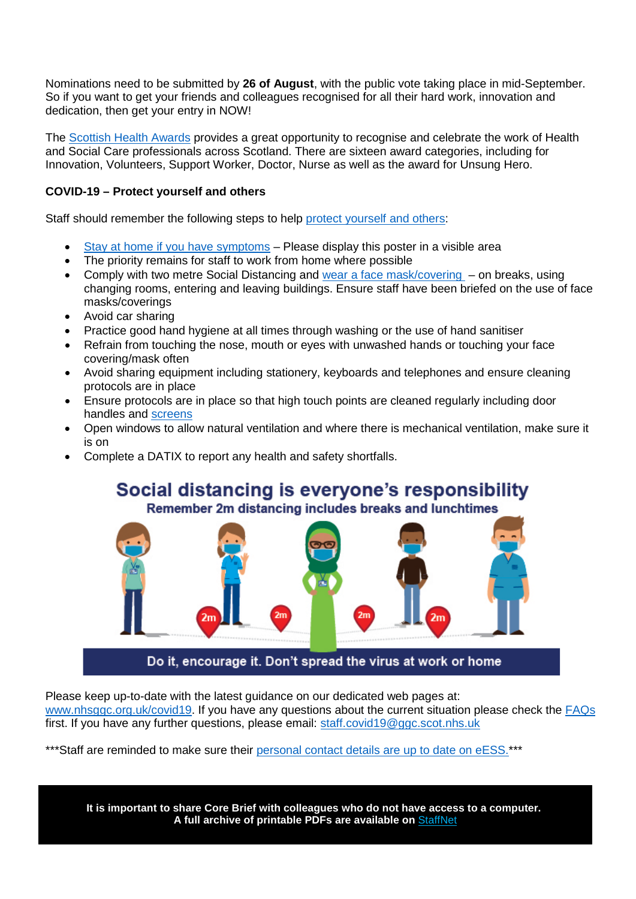Nominations need to be submitted by **26 of August**, with the public vote taking place in mid-September. So if you want to get your friends and colleagues recognised for all their hard work, innovation and dedication, then get your entry in NOW!

The Scottish Health Awards provides a great opportunity to recognise and celebrate the work of Health and Social Care professionals across Scotland. There are sixteen award categories, including for Innovation, Volunteers, Support Worker, Doctor, Nurse as well as the award for Unsung Hero.

**COVID-19 – Protect yourself and others**

Staff should remember the following steps to help protect yourself and others:

- Stay at home if you have symptoms – Please display this poster in a visible area
- The priority remains for staff to work from home where possible
- Comply with two metre Social Distancing and wear a face mask/covering – on breaks, using changing rooms, entering and leaving buildings. Ensure staff have been briefed on the use of face masks/coverings
- Avoid car sharing
- Practice good hand hygiene at all times through washing or the use of hand sanitiser
- Refrain from touching the nose, mouth or eyes with unwashed hands or touching your face covering/mask often
- Avoid sharing equipment including stationery, keyboards and telephones and ensure cleaning protocols are in place
- Ensure protocols are in place so that high touch points are cleaned regularly including door handles and screens
- Open windows to allow natural ventilation and where there is mechanical ventilation, make sure it is on
- Complete a DATIX to report any health and safety shortfalls.

Social distancing is everyone's responsibility

Remember 2m distancing includes breaks and lunchtimes

2m 2m 2m 2m

Do it, encourage it. Don't spread the virus at work or home

Please keep up-to-date with the latest guidance on our dedicated web pages at: www.nhsggc.org.uk/covid19. If you have any questions about the current situation please check the FAQs first. If you have any further questions, please email: staff.covid19@ggc.scot.nhs.uk

***Staff are reminded to make sure their personal contact details are up to date on eESS.***

**It is important to share Core Brief with colleagues who do not have access to a computer.**
**A full archive of printable PDFs are available on StaffNet**